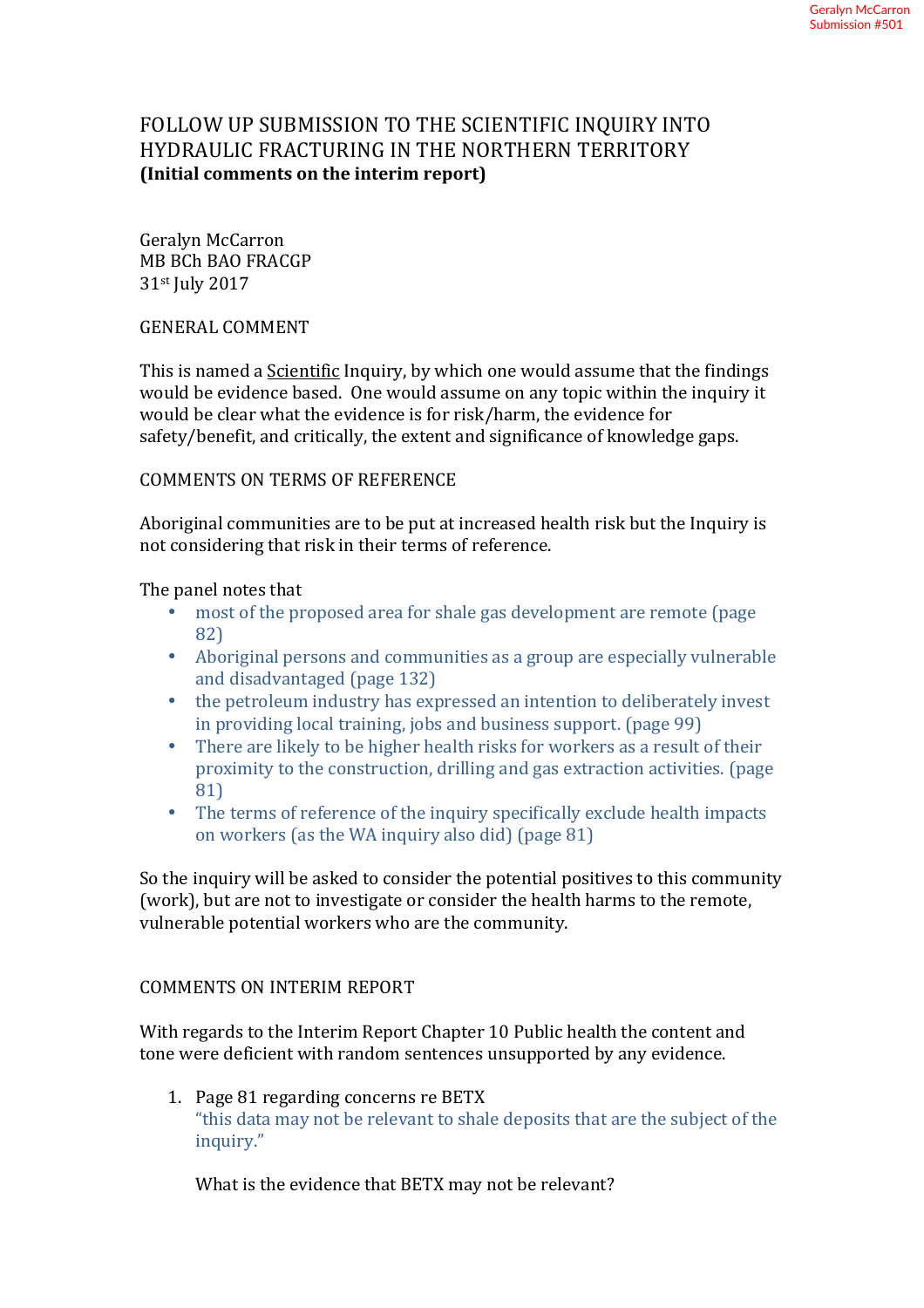Geralyn McCarron
Submission #501

# FOLLOW UP SUBMISSION TO THE SCIENTIFIC INQUIRY INTO HYDRAULIC FRACTURING IN THE NORTHERN TERRITORY
**(Initial comments on the interim report)**

Geralyn McCarron
MB BCh BAO FRACGP
31st July 2017

## GENERAL COMMENT

This is named a Scientific Inquiry, by which one would assume that the findings would be evidence based. One would assume on any topic within the inquiry it would be clear what the evidence is for risk/harm, the evidence for safety/benefit, and critically, the extent and significance of knowledge gaps.

## COMMENTS ON TERMS OF REFERENCE

Aboriginal communities are to be put at increased health risk but the Inquiry is not considering that risk in their terms of reference.

The panel notes that

- most of the proposed area for shale gas development are remote (page 82)
- Aboriginal persons and communities as a group are especially vulnerable and disadvantaged (page 132)
- the petroleum industry has expressed an intention to deliberately invest in providing local training, jobs and business support. (page 99)
- There are likely to be higher health risks for workers as a result of their proximity to the construction, drilling and gas extraction activities. (page 81)
- The terms of reference of the inquiry specifically exclude health impacts on workers (as the WA inquiry also did) (page 81)

So the inquiry will be asked to consider the potential positives to this community (work), but are not to investigate or consider the health harms to the remote, vulnerable potential workers who are the community.

## COMMENTS ON INTERIM REPORT

With regards to the Interim Report Chapter 10 Public health the content and tone were deficient with random sentences unsupported by any evidence.

1. Page 81 regarding concerns re BETX
   "this data may not be relevant to shale deposits that are the subject of the inquiry."

   What is the evidence that BETX may not be relevant?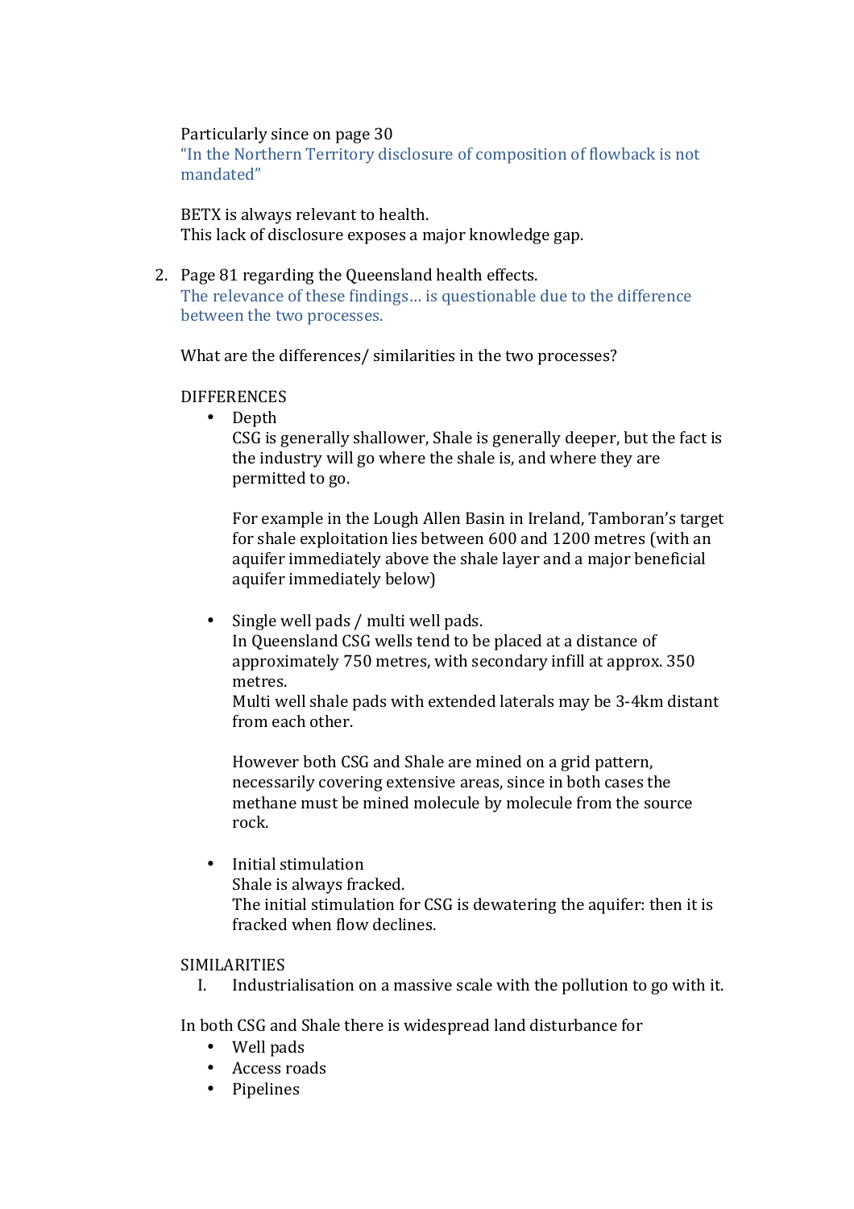Particularly since on page 30

"In the Northern Territory disclosure of composition of flowback is not mandated"

BETX is always relevant to health.
This lack of disclosure exposes a major knowledge gap.

2. Page 81 regarding the Queensland health effects.

   The relevance of these findings… is questionable due to the difference between the two processes.

   What are the differences/ similarities in the two processes?

   DIFFERENCES

   - Depth
     CSG is generally shallower, Shale is generally deeper, but the fact is the industry will go where the shale is, and where they are permitted to go.

     For example in the Lough Allen Basin in Ireland, Tamboran's target for shale exploitation lies between 600 and 1200 metres (with an aquifer immediately above the shale layer and a major beneficial aquifer immediately below)

   - Single well pads / multi well pads.
     In Queensland CSG wells tend to be placed at a distance of approximately 750 metres, with secondary infill at approx. 350 metres.
     Multi well shale pads with extended laterals may be 3-4km distant from each other.

     However both CSG and Shale are mined on a grid pattern, necessarily covering extensive areas, since in both cases the methane must be mined molecule by molecule from the source rock.

   - Initial stimulation
     Shale is always fracked.
     The initial stimulation for CSG is dewatering the aquifer: then it is fracked when flow declines.

   SIMILARITIES

   I. Industrialisation on a massive scale with the pollution to go with it.

   In both CSG and Shale there is widespread land disturbance for

   - Well pads
   - Access roads
   - Pipelines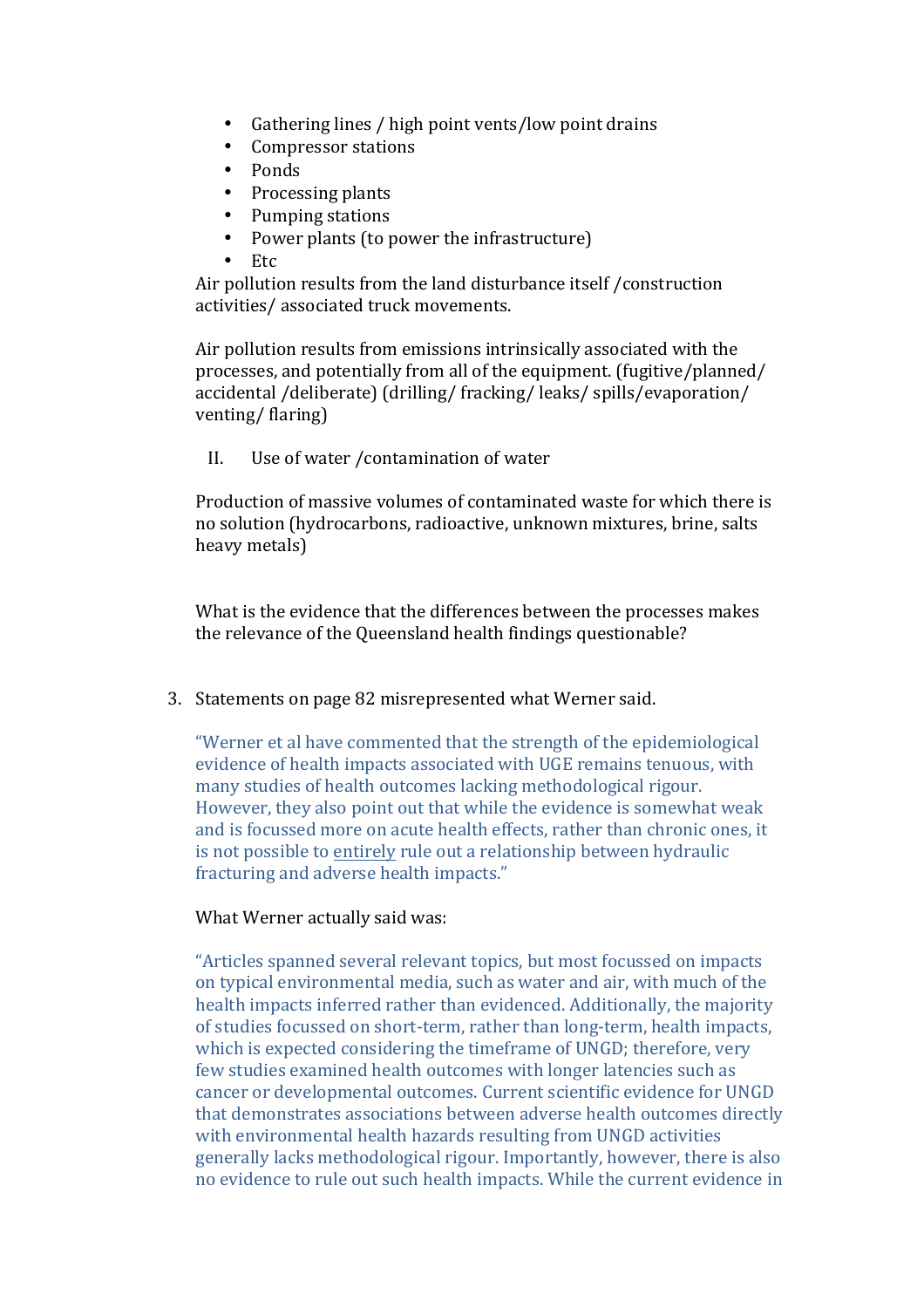- Gathering lines / high point vents/low point drains
- Compressor stations
- Ponds
- Processing plants
- Pumping stations
- Power plants (to power the infrastructure)
- Etc

Air pollution results from the land disturbance itself /construction activities/ associated truck movements.

Air pollution results from emissions intrinsically associated with the processes, and potentially from all of the equipment. (fugitive/planned/ accidental /deliberate) (drilling/ fracking/ leaks/ spills/evaporation/ venting/ flaring)

II. Use of water /contamination of water

Production of massive volumes of contaminated waste for which there is no solution (hydrocarbons, radioactive, unknown mixtures, brine, salts heavy metals)

What is the evidence that the differences between the processes makes the relevance of the Queensland health findings questionable?

3. Statements on page 82 misrepresented what Werner said.

   "Werner et al have commented that the strength of the epidemiological evidence of health impacts associated with UGE remains tenuous, with many studies of health outcomes lacking methodological rigour. However, they also point out that while the evidence is somewhat weak and is focussed more on acute health effects, rather than chronic ones, it is not possible to <u>entirely</u> rule out a relationship between hydraulic fracturing and adverse health impacts."

   What Werner actually said was:

   "Articles spanned several relevant topics, but most focussed on impacts on typical environmental media, such as water and air, with much of the health impacts inferred rather than evidenced. Additionally, the majority of studies focussed on short-term, rather than long-term, health impacts, which is expected considering the timeframe of UNGD; therefore, very few studies examined health outcomes with longer latencies such as cancer or developmental outcomes. Current scientific evidence for UNGD that demonstrates associations between adverse health outcomes directly with environmental health hazards resulting from UNGD activities generally lacks methodological rigour. Importantly, however, there is also no evidence to rule out such health impacts. While the current evidence in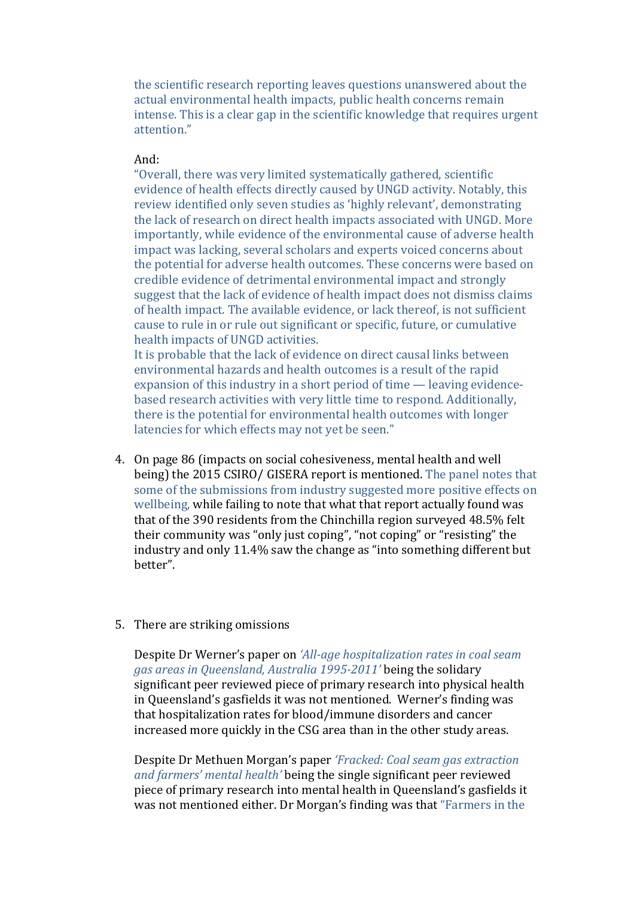the scientific research reporting leaves questions unanswered about the actual environmental health impacts, public health concerns remain intense. This is a clear gap in the scientific knowledge that requires urgent attention."

And:

"Overall, there was very limited systematically gathered, scientific evidence of health effects directly caused by UNGD activity. Notably, this review identified only seven studies as 'highly relevant', demonstrating the lack of research on direct health impacts associated with UNGD. More importantly, while evidence of the environmental cause of adverse health impact was lacking, several scholars and experts voiced concerns about the potential for adverse health outcomes. These concerns were based on credible evidence of detrimental environmental impact and strongly suggest that the lack of evidence of health impact does not dismiss claims of health impact. The available evidence, or lack thereof, is not sufficient cause to rule in or rule out significant or specific, future, or cumulative health impacts of UNGD activities.

It is probable that the lack of evidence on direct causal links between environmental hazards and health outcomes is a result of the rapid expansion of this industry in a short period of time — leaving evidence-based research activities with very little time to respond. Additionally, there is the potential for environmental health outcomes with longer latencies for which effects may not yet be seen."

4. On page 86 (impacts on social cohesiveness, mental health and well being) the 2015 CSIRO/ GISERA report is mentioned. The panel notes that some of the submissions from industry suggested more positive effects on wellbeing, while failing to note that what that report actually found was that of the 390 residents from the Chinchilla region surveyed 48.5% felt their community was "only just coping", "not coping" or "resisting" the industry and only 11.4% saw the change as "into something different but better".

5. There are striking omissions

   Despite Dr Werner's paper on *'All-age hospitalization rates in coal seam gas areas in Queensland, Australia 1995-2011'* being the solidary significant peer reviewed piece of primary research into physical health in Queensland's gasfields it was not mentioned. Werner's finding was that hospitalization rates for blood/immune disorders and cancer increased more quickly in the CSG area than in the other study areas.

   Despite Dr Methuen Morgan's paper *'Fracked: Coal seam gas extraction and farmers' mental health'* being the single significant peer reviewed piece of primary research into mental health in Queensland's gasfields it was not mentioned either. Dr Morgan's finding was that "Farmers in the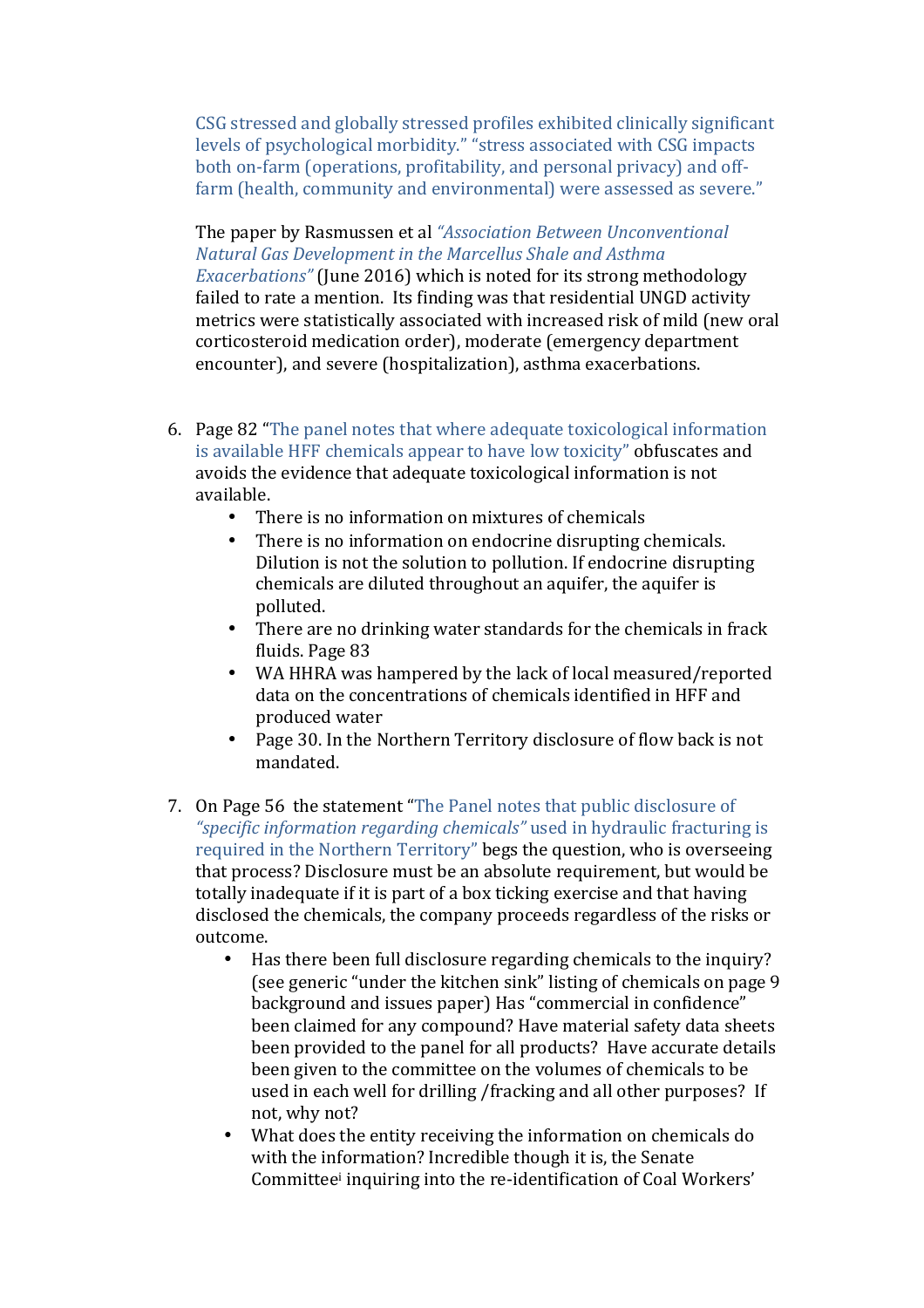CSG stressed and globally stressed profiles exhibited clinically significant levels of psychological morbidity." "stress associated with CSG impacts both on-farm (operations, profitability, and personal privacy) and off-farm (health, community and environmental) were assessed as severe."

The paper by Rasmussen et al *"Association Between Unconventional Natural Gas Development in the Marcellus Shale and Asthma Exacerbations"* (June 2016) which is noted for its strong methodology failed to rate a mention. Its finding was that residential UNGD activity metrics were statistically associated with increased risk of mild (new oral corticosteroid medication order), moderate (emergency department encounter), and severe (hospitalization), asthma exacerbations.

6. Page 82 "The panel notes that where adequate toxicological information is available HFF chemicals appear to have low toxicity" obfuscates and avoids the evidence that adequate toxicological information is not available.
   - There is no information on mixtures of chemicals
   - There is no information on endocrine disrupting chemicals. Dilution is not the solution to pollution. If endocrine disrupting chemicals are diluted throughout an aquifer, the aquifer is polluted.
   - There are no drinking water standards for the chemicals in frack fluids. Page 83
   - WA HHRA was hampered by the lack of local measured/reported data on the concentrations of chemicals identified in HFF and produced water
   - Page 30. In the Northern Territory disclosure of flow back is not mandated.

7. On Page 56 the statement "The Panel notes that public disclosure of *"specific information regarding chemicals"* used in hydraulic fracturing is required in the Northern Territory" begs the question, who is overseeing that process? Disclosure must be an absolute requirement, but would be totally inadequate if it is part of a box ticking exercise and that having disclosed the chemicals, the company proceeds regardless of the risks or outcome.
   - Has there been full disclosure regarding chemicals to the inquiry? (see generic "under the kitchen sink" listing of chemicals on page 9 background and issues paper) Has "commercial in confidence" been claimed for any compound? Have material safety data sheets been provided to the panel for all products? Have accurate details been given to the committee on the volumes of chemicals to be used in each well for drilling /fracking and all other purposes? If not, why not?
   - What does the entity receiving the information on chemicals do with the information? Incredible though it is, the Senate Committee[i] inquiring into the re-identification of Coal Workers'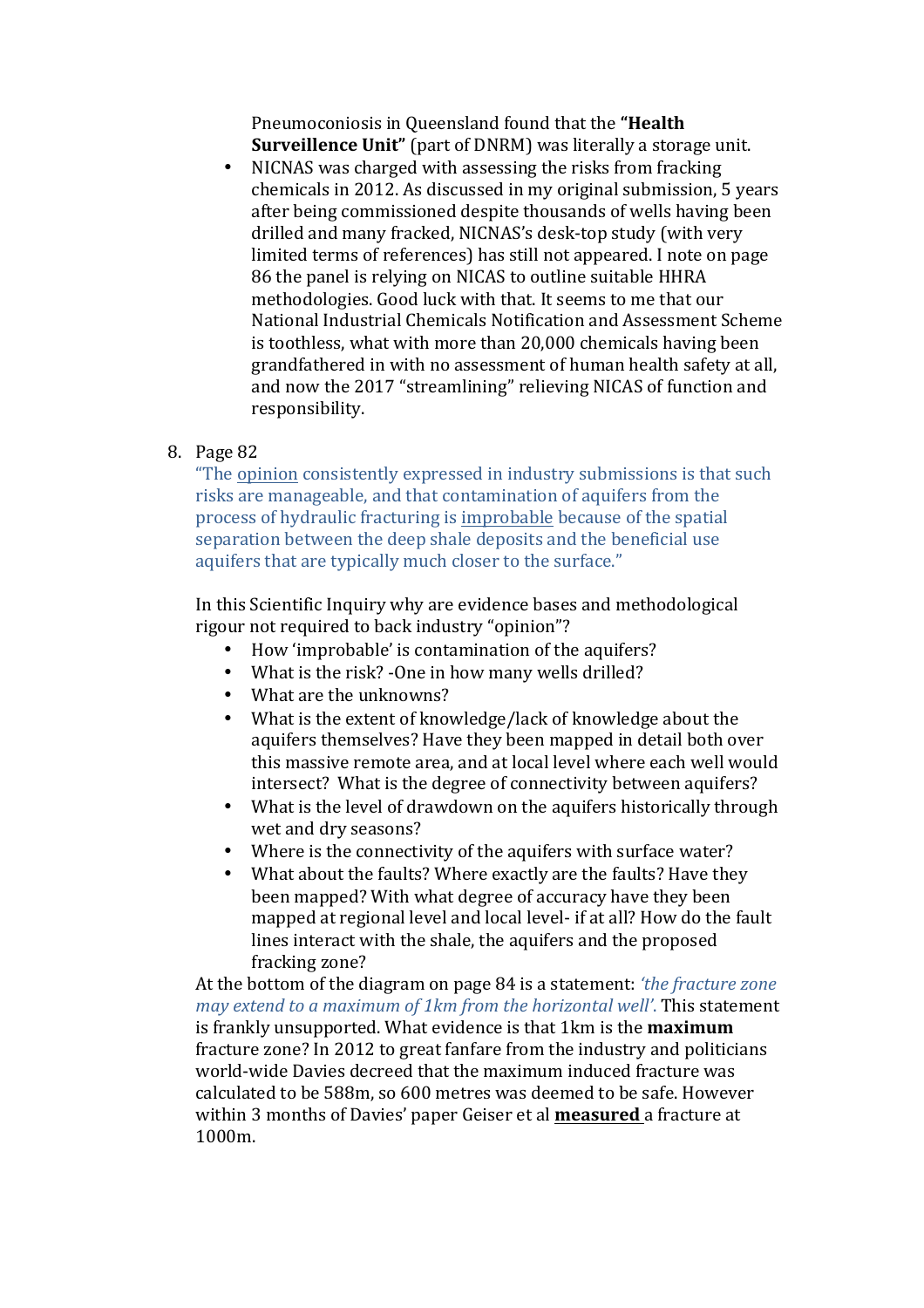Pneumoconiosis in Queensland found that the **"Health Surveillence Unit"** (part of DNRM) was literally a storage unit.

- NICNAS was charged with assessing the risks from fracking chemicals in 2012. As discussed in my original submission, 5 years after being commissioned despite thousands of wells having been drilled and many fracked, NICNAS's desk-top study (with very limited terms of references) has still not appeared. I note on page 86 the panel is relying on NICAS to outline suitable HHRA methodologies. Good luck with that. It seems to me that our National Industrial Chemicals Notification and Assessment Scheme is toothless, what with more than 20,000 chemicals having been grandfathered in with no assessment of human health safety at all, and now the 2017 "streamlining" relieving NICAS of function and responsibility.

8. Page 82

   "The opinion consistently expressed in industry submissions is that such risks are manageable, and that contamination of aquifers from the process of hydraulic fracturing is improbable because of the spatial separation between the deep shale deposits and the beneficial use aquifers that are typically much closer to the surface."

   In this Scientific Inquiry why are evidence bases and methodological rigour not required to back industry "opinion"?

   - How 'improbable' is contamination of the aquifers?
   - What is the risk? -One in how many wells drilled?
   - What are the unknowns?
   - What is the extent of knowledge/lack of knowledge about the aquifers themselves? Have they been mapped in detail both over this massive remote area, and at local level where each well would intersect? What is the degree of connectivity between aquifers?
   - What is the level of drawdown on the aquifers historically through wet and dry seasons?
   - Where is the connectivity of the aquifers with surface water?
   - What about the faults? Where exactly are the faults? Have they been mapped? With what degree of accuracy have they been mapped at regional level and local level- if at all? How do the fault lines interact with the shale, the aquifers and the proposed fracking zone?

   At the bottom of the diagram on page 84 is a statement: *'the fracture zone may extend to a maximum of 1km from the horizontal well'.* This statement is frankly unsupported. What evidence is that 1km is the **maximum** fracture zone? In 2012 to great fanfare from the industry and politicians world-wide Davies decreed that the maximum induced fracture was calculated to be 588m, so 600 metres was deemed to be safe. However within 3 months of Davies' paper Geiser et al **measured** a fracture at 1000m.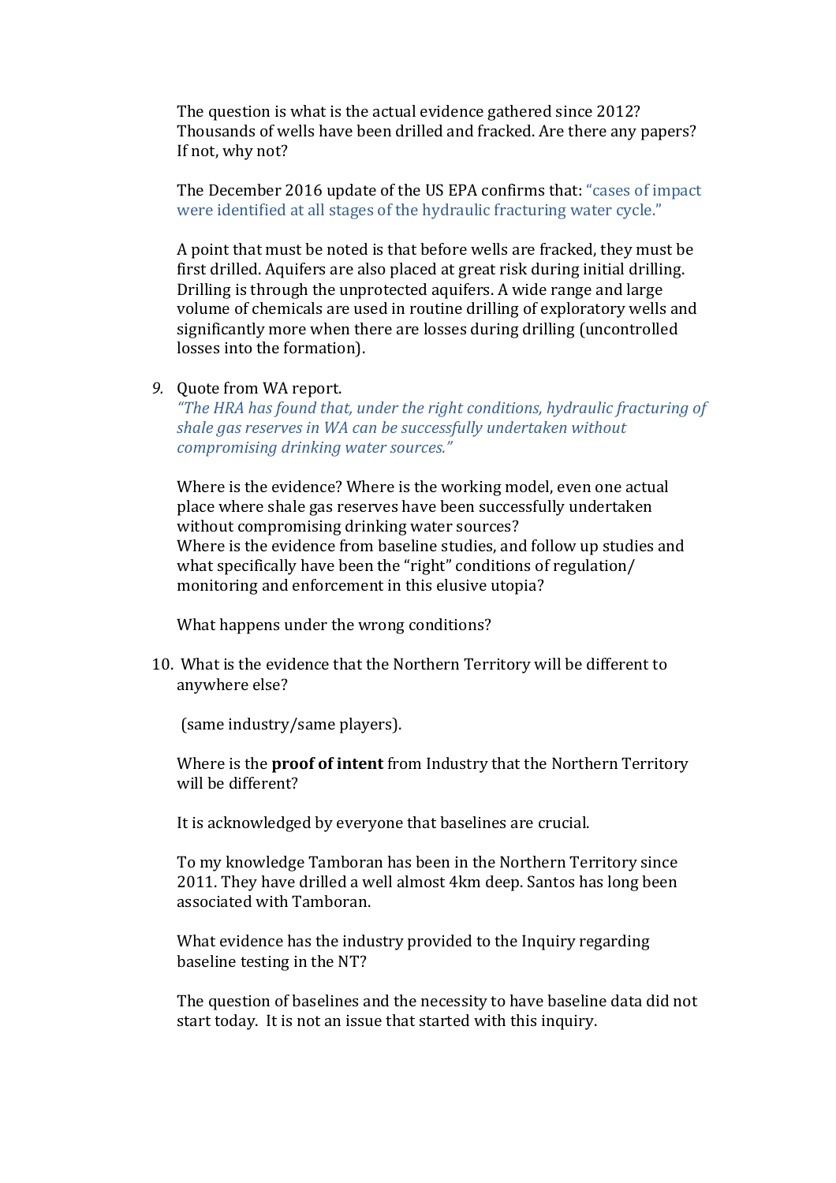The question is what is the actual evidence gathered since 2012? Thousands of wells have been drilled and fracked. Are there any papers? If not, why not?

The December 2016 update of the US EPA confirms that: "cases of impact were identified at all stages of the hydraulic fracturing water cycle."

A point that must be noted is that before wells are fracked, they must be first drilled. Aquifers are also placed at great risk during initial drilling. Drilling is through the unprotected aquifers. A wide range and large volume of chemicals are used in routine drilling of exploratory wells and significantly more when there are losses during drilling (uncontrolled losses into the formation).

9. Quote from WA report.
   *"The HRA has found that, under the right conditions, hydraulic fracturing of shale gas reserves in WA can be successfully undertaken without compromising drinking water sources."*

   Where is the evidence? Where is the working model, even one actual place where shale gas reserves have been successfully undertaken without compromising drinking water sources?
   Where is the evidence from baseline studies, and follow up studies and what specifically have been the "right" conditions of regulation/ monitoring and enforcement in this elusive utopia?

   What happens under the wrong conditions?

10. What is the evidence that the Northern Territory will be different to anywhere else?

    (same industry/same players).

    Where is the **proof of intent** from Industry that the Northern Territory will be different?

    It is acknowledged by everyone that baselines are crucial.

    To my knowledge Tamboran has been in the Northern Territory since 2011. They have drilled a well almost 4km deep. Santos has long been associated with Tamboran.

    What evidence has the industry provided to the Inquiry regarding baseline testing in the NT?

    The question of baselines and the necessity to have baseline data did not start today. It is not an issue that started with this inquiry.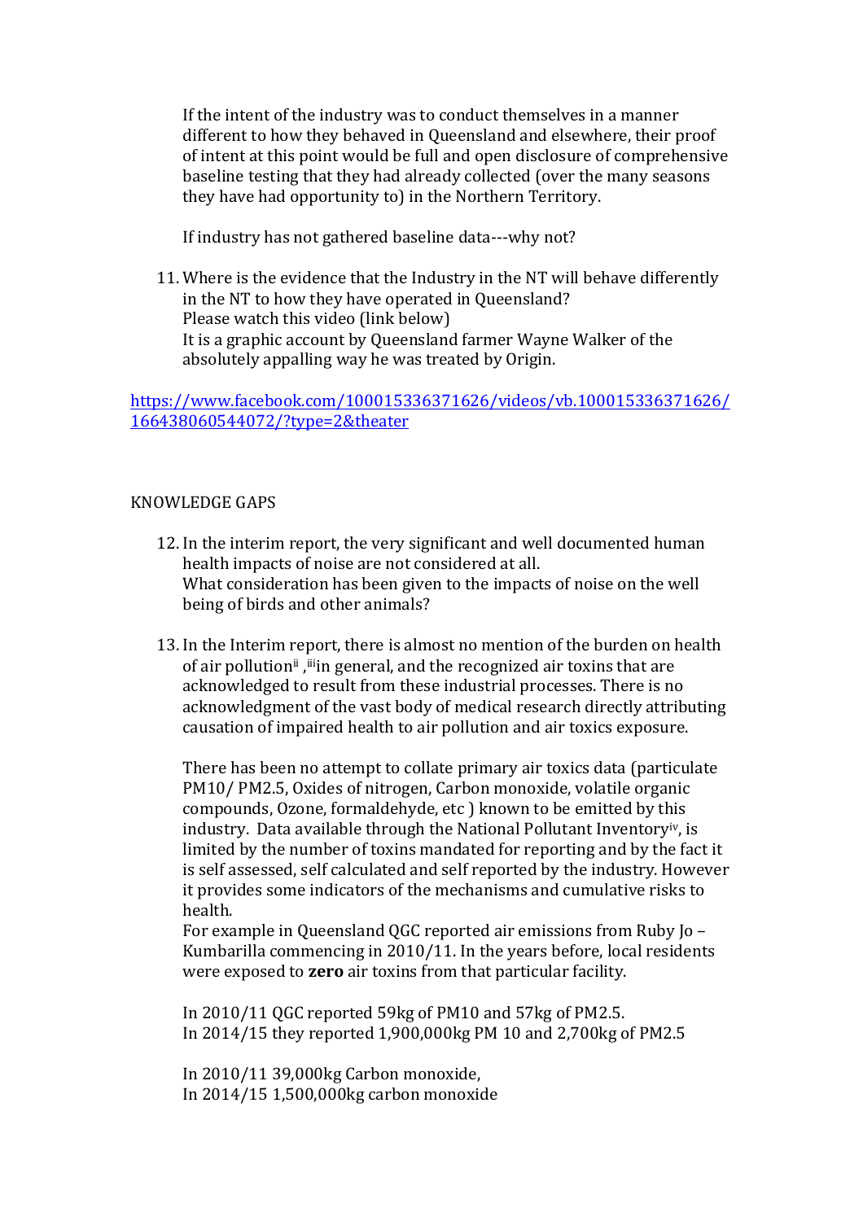If the intent of the industry was to conduct themselves in a manner different to how they behaved in Queensland and elsewhere, their proof of intent at this point would be full and open disclosure of comprehensive baseline testing that they had already collected (over the many seasons they have had opportunity to) in the Northern Territory.

If industry has not gathered baseline data---why not?

11. Where is the evidence that the Industry in the NT will behave differently in the NT to how they have operated in Queensland?
Please watch this video (link below)
It is a graphic account by Queensland farmer Wayne Walker of the absolutely appalling way he was treated by Origin.

https://www.facebook.com/100015336371626/videos/vb.100015336371626/166438060544072/?type=2&theater

KNOWLEDGE GAPS

12. In the interim report, the very significant and well documented human health impacts of noise are not considered at all.
What consideration has been given to the impacts of noise on the well being of birds and other animals?

13. In the Interim report, there is almost no mention of the burden on health of air pollution[ii], [iii] in general, and the recognized air toxins that are acknowledged to result from these industrial processes. There is no acknowledgment of the vast body of medical research directly attributing causation of impaired health to air pollution and air toxics exposure.

    There has been no attempt to collate primary air toxics data (particulate PM10/ PM2.5, Oxides of nitrogen, Carbon monoxide, volatile organic compounds, Ozone, formaldehyde, etc ) known to be emitted by this industry. Data available through the National Pollutant Inventory[iv], is limited by the number of toxins mandated for reporting and by the fact it is self assessed, self calculated and self reported by the industry. However it provides some indicators of the mechanisms and cumulative risks to health.
    For example in Queensland QGC reported air emissions from Ruby Jo – Kumbarilla commencing in 2010/11. In the years before, local residents were exposed to **zero** air toxins from that particular facility.

    In 2010/11 QGC reported 59kg of PM10 and 57kg of PM2.5.
    In 2014/15 they reported 1,900,000kg PM 10 and 2,700kg of PM2.5

    In 2010/11 39,000kg Carbon monoxide,
    In 2014/15 1,500,000kg carbon monoxide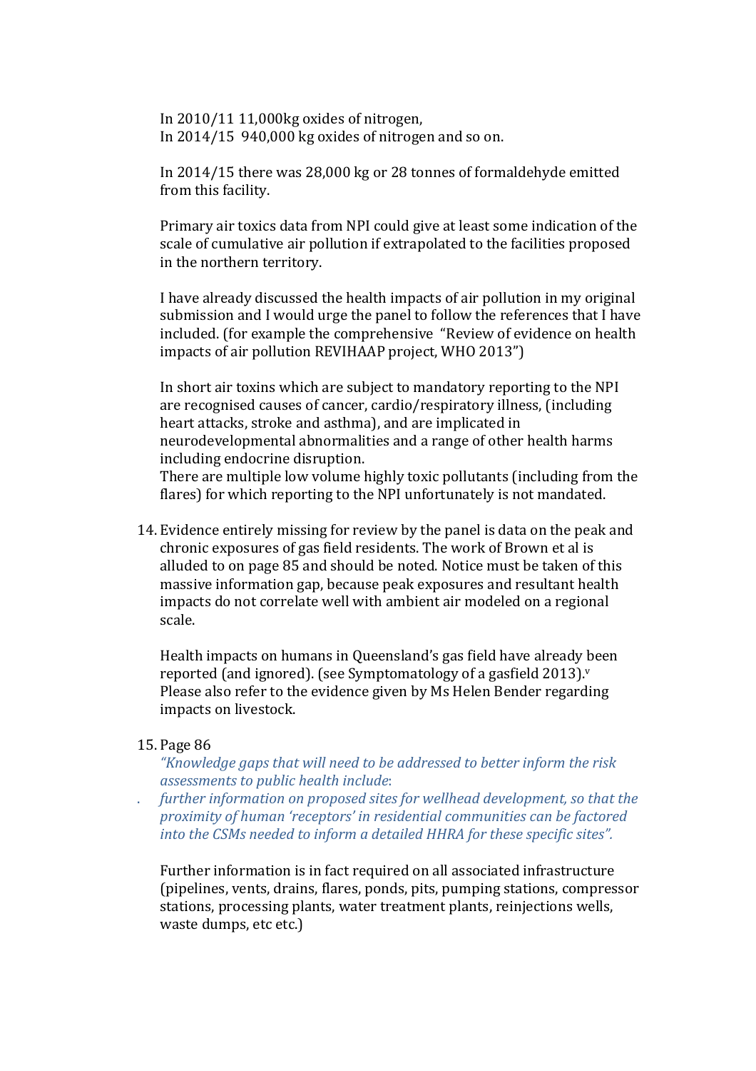In 2010/11 11,000kg oxides of nitrogen,
In 2014/15 940,000 kg oxides of nitrogen and so on.

In 2014/15 there was 28,000 kg or 28 tonnes of formaldehyde emitted from this facility.

Primary air toxics data from NPI could give at least some indication of the scale of cumulative air pollution if extrapolated to the facilities proposed in the northern territory.

I have already discussed the health impacts of air pollution in my original submission and I would urge the panel to follow the references that I have included. (for example the comprehensive "Review of evidence on health impacts of air pollution REVIHAAP project, WHO 2013")

In short air toxins which are subject to mandatory reporting to the NPI are recognised causes of cancer, cardio/respiratory illness, (including heart attacks, stroke and asthma), and are implicated in neurodevelopmental abnormalities and a range of other health harms including endocrine disruption.
There are multiple low volume highly toxic pollutants (including from the flares) for which reporting to the NPI unfortunately is not mandated.

14. Evidence entirely missing for review by the panel is data on the peak and chronic exposures of gas field residents. The work of Brown et al is alluded to on page 85 and should be noted. Notice must be taken of this massive information gap, because peak exposures and resultant health impacts do not correlate well with ambient air modeled on a regional scale.

    Health impacts on humans in Queensland's gas field have already been reported (and ignored). (see Symptomatology of a gasfield 2013).[v]
    Please also refer to the evidence given by Ms Helen Bender regarding impacts on livestock.

15. Page 86
    *"Knowledge gaps that will need to be addressed to better inform the risk assessments to public health include*:
    - *further information on proposed sites for wellhead development, so that the proximity of human 'receptors' in residential communities can be factored into the CSMs needed to inform a detailed HHRA for these specific sites".*

    Further information is in fact required on all associated infrastructure (pipelines, vents, drains, flares, ponds, pits, pumping stations, compressor stations, processing plants, water treatment plants, reinjections wells, waste dumps, etc etc.)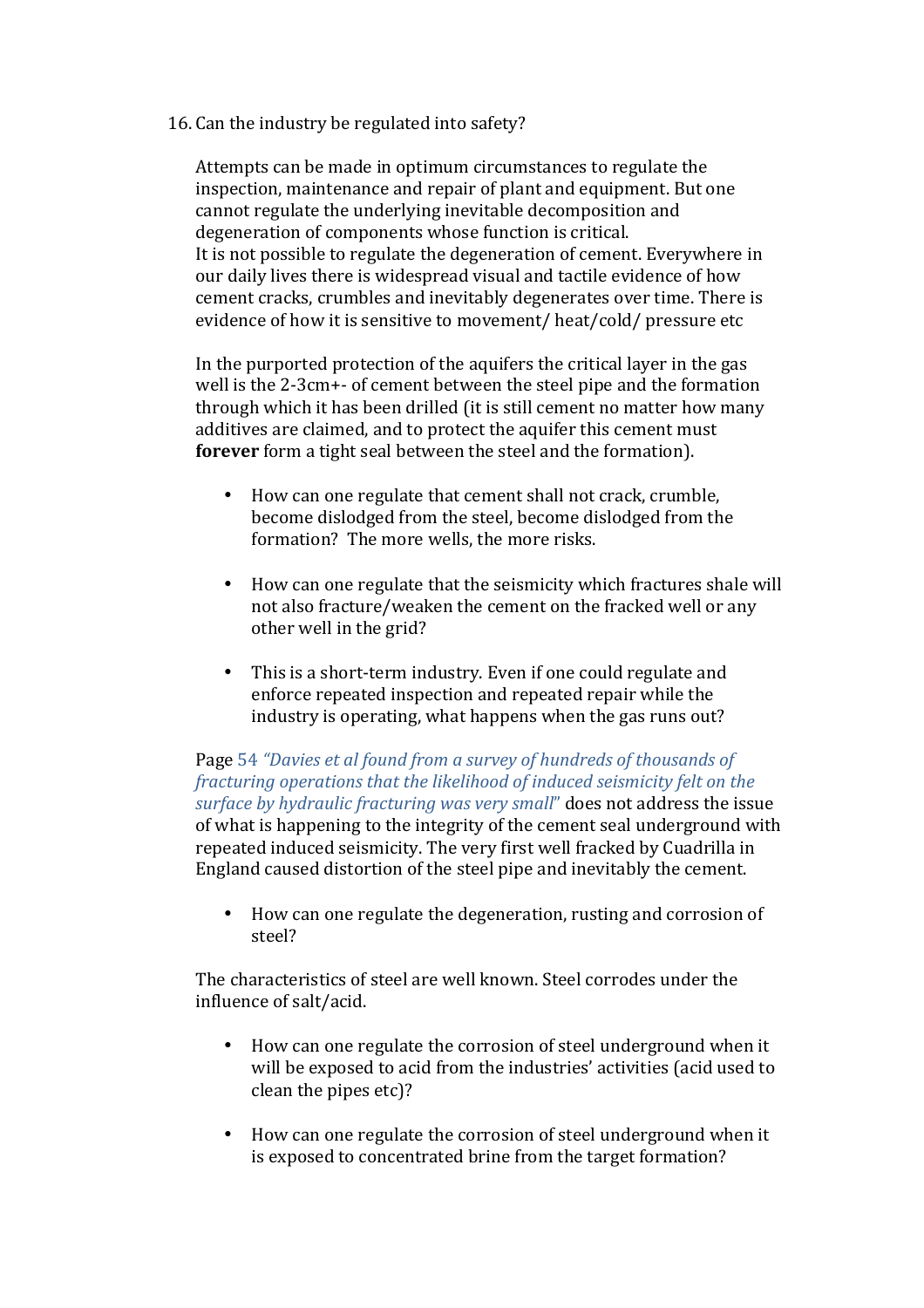16. Can the industry be regulated into safety?

Attempts can be made in optimum circumstances to regulate the inspection, maintenance and repair of plant and equipment. But one cannot regulate the underlying inevitable decomposition and degeneration of components whose function is critical.
It is not possible to regulate the degeneration of cement. Everywhere in our daily lives there is widespread visual and tactile evidence of how cement cracks, crumbles and inevitably degenerates over time. There is evidence of how it is sensitive to movement/ heat/cold/ pressure etc

In the purported protection of the aquifers the critical layer in the gas well is the 2-3cm+- of cement between the steel pipe and the formation through which it has been drilled (it is still cement no matter how many additives are claimed, and to protect the aquifer this cement must **forever** form a tight seal between the steel and the formation).

- How can one regulate that cement shall not crack, crumble, become dislodged from the steel, become dislodged from the formation? The more wells, the more risks.
- How can one regulate that the seismicity which fractures shale will not also fracture/weaken the cement on the fracked well or any other well in the grid?
- This is a short-term industry. Even if one could regulate and enforce repeated inspection and repeated repair while the industry is operating, what happens when the gas runs out?

Page 54 *"Davies et al found from a survey of hundreds of thousands of fracturing operations that the likelihood of induced seismicity felt on the surface by hydraulic fracturing was very small"* does not address the issue of what is happening to the integrity of the cement seal underground with repeated induced seismicity. The very first well fracked by Cuadrilla in England caused distortion of the steel pipe and inevitably the cement.

- How can one regulate the degeneration, rusting and corrosion of steel?

The characteristics of steel are well known. Steel corrodes under the influence of salt/acid.

- How can one regulate the corrosion of steel underground when it will be exposed to acid from the industries' activities (acid used to clean the pipes etc)?
- How can one regulate the corrosion of steel underground when it is exposed to concentrated brine from the target formation?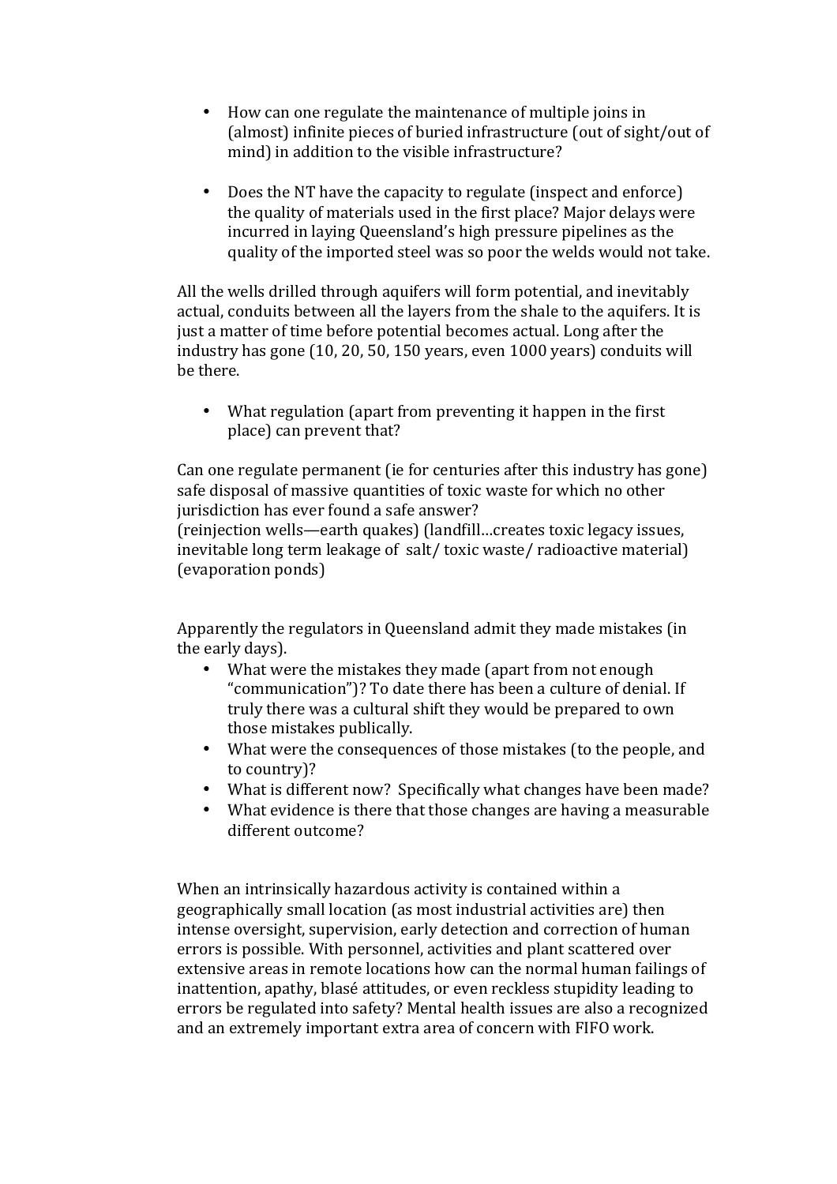- How can one regulate the maintenance of multiple joins in (almost) infinite pieces of buried infrastructure (out of sight/out of mind) in addition to the visible infrastructure?

- Does the NT have the capacity to regulate (inspect and enforce) the quality of materials used in the first place? Major delays were incurred in laying Queensland's high pressure pipelines as the quality of the imported steel was so poor the welds would not take.

All the wells drilled through aquifers will form potential, and inevitably actual, conduits between all the layers from the shale to the aquifers. It is just a matter of time before potential becomes actual. Long after the industry has gone (10, 20, 50, 150 years, even 1000 years) conduits will be there.

- What regulation (apart from preventing it happen in the first place) can prevent that?

Can one regulate permanent (ie for centuries after this industry has gone) safe disposal of massive quantities of toxic waste for which no other jurisdiction has ever found a safe answer?
(reinjection wells—earth quakes) (landfill…creates toxic legacy issues, inevitable long term leakage of salt/ toxic waste/ radioactive material) (evaporation ponds)

Apparently the regulators in Queensland admit they made mistakes (in the early days).

- What were the mistakes they made (apart from not enough "communication")? To date there has been a culture of denial. If truly there was a cultural shift they would be prepared to own those mistakes publically.
- What were the consequences of those mistakes (to the people, and to country)?
- What is different now? Specifically what changes have been made?
- What evidence is there that those changes are having a measurable different outcome?

When an intrinsically hazardous activity is contained within a geographically small location (as most industrial activities are) then intense oversight, supervision, early detection and correction of human errors is possible. With personnel, activities and plant scattered over extensive areas in remote locations how can the normal human failings of inattention, apathy, blasé attitudes, or even reckless stupidity leading to errors be regulated into safety? Mental health issues are also a recognized and an extremely important extra area of concern with FIFO work.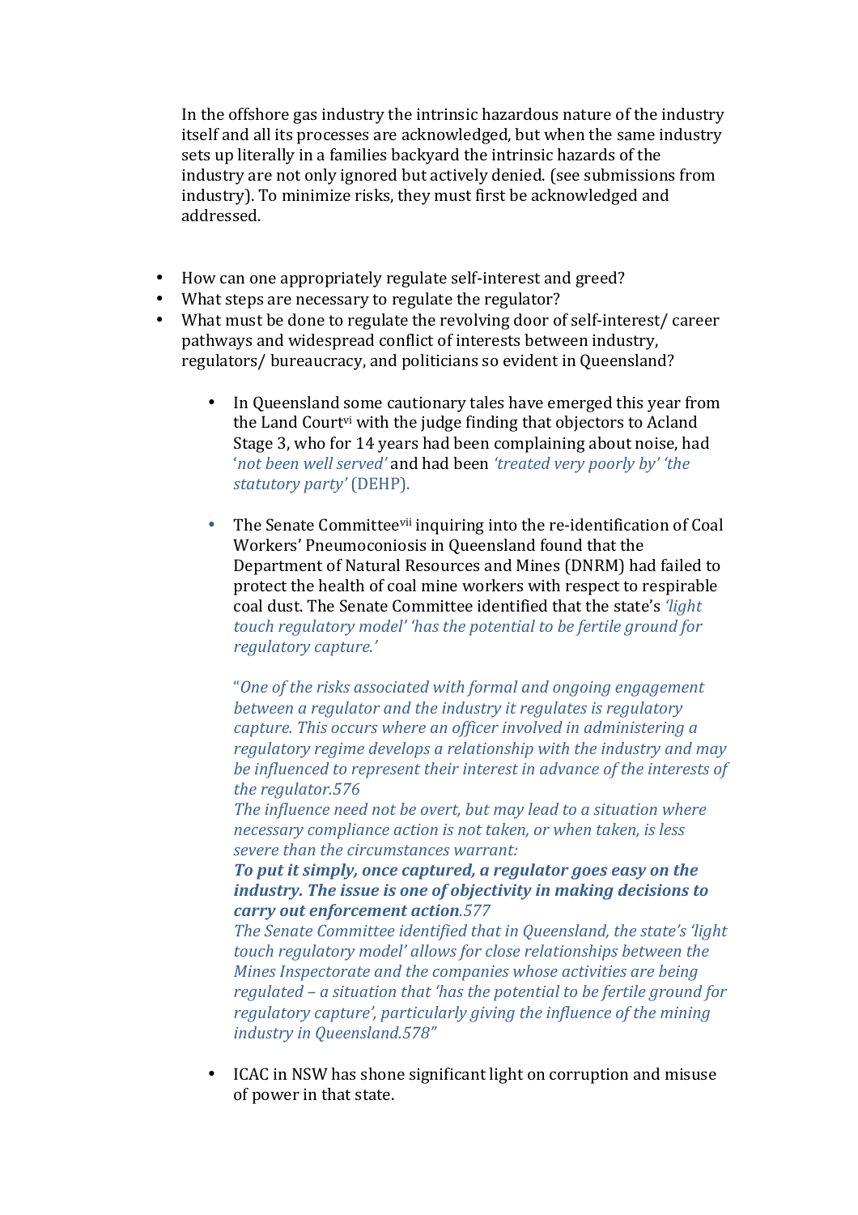In the offshore gas industry the intrinsic hazardous nature of the industry itself and all its processes are acknowledged, but when the same industry sets up literally in a families backyard the intrinsic hazards of the industry are not only ignored but actively denied. (see submissions from industry). To minimize risks, they must first be acknowledged and addressed.

- How can one appropriately regulate self-interest and greed?
- What steps are necessary to regulate the regulator?
- What must be done to regulate the revolving door of self-interest/ career pathways and widespread conflict of interests between industry, regulators/ bureaucracy, and politicians so evident in Queensland?

  - In Queensland some cautionary tales have emerged this year from the Land Court[vi] with the judge finding that objectors to Acland Stage 3, who for 14 years had been complaining about noise, had '*not been well served'* and had been *'treated very poorly by' 'the statutory party'* (DEHP).

  - The Senate Committee[vii] inquiring into the re-identification of Coal Workers' Pneumoconiosis in Queensland found that the Department of Natural Resources and Mines (DNRM) had failed to protect the health of coal mine workers with respect to respirable coal dust. The Senate Committee identified that the state's *'light touch regulatory model' 'has the potential to be fertile ground for regulatory capture.'*

    "*One of the risks associated with formal and ongoing engagement between a regulator and the industry it regulates is regulatory capture. This occurs where an officer involved in administering a regulatory regime develops a relationship with the industry and may be influenced to represent their interest in advance of the interests of the regulator.576*
    *The influence need not be overt, but may lead to a situation where necessary compliance action is not taken, or when taken, is less severe than the circumstances warrant:*
    ***To put it simply, once captured, a regulator goes easy on the industry. The issue is one of objectivity in making decisions to carry out enforcement action****.577*
    *The Senate Committee identified that in Queensland, the state's 'light touch regulatory model' allows for close relationships between the Mines Inspectorate and the companies whose activities are being regulated – a situation that 'has the potential to be fertile ground for regulatory capture', particularly giving the influence of the mining industry in Queensland.578"*

  - ICAC in NSW has shone significant light on corruption and misuse of power in that state.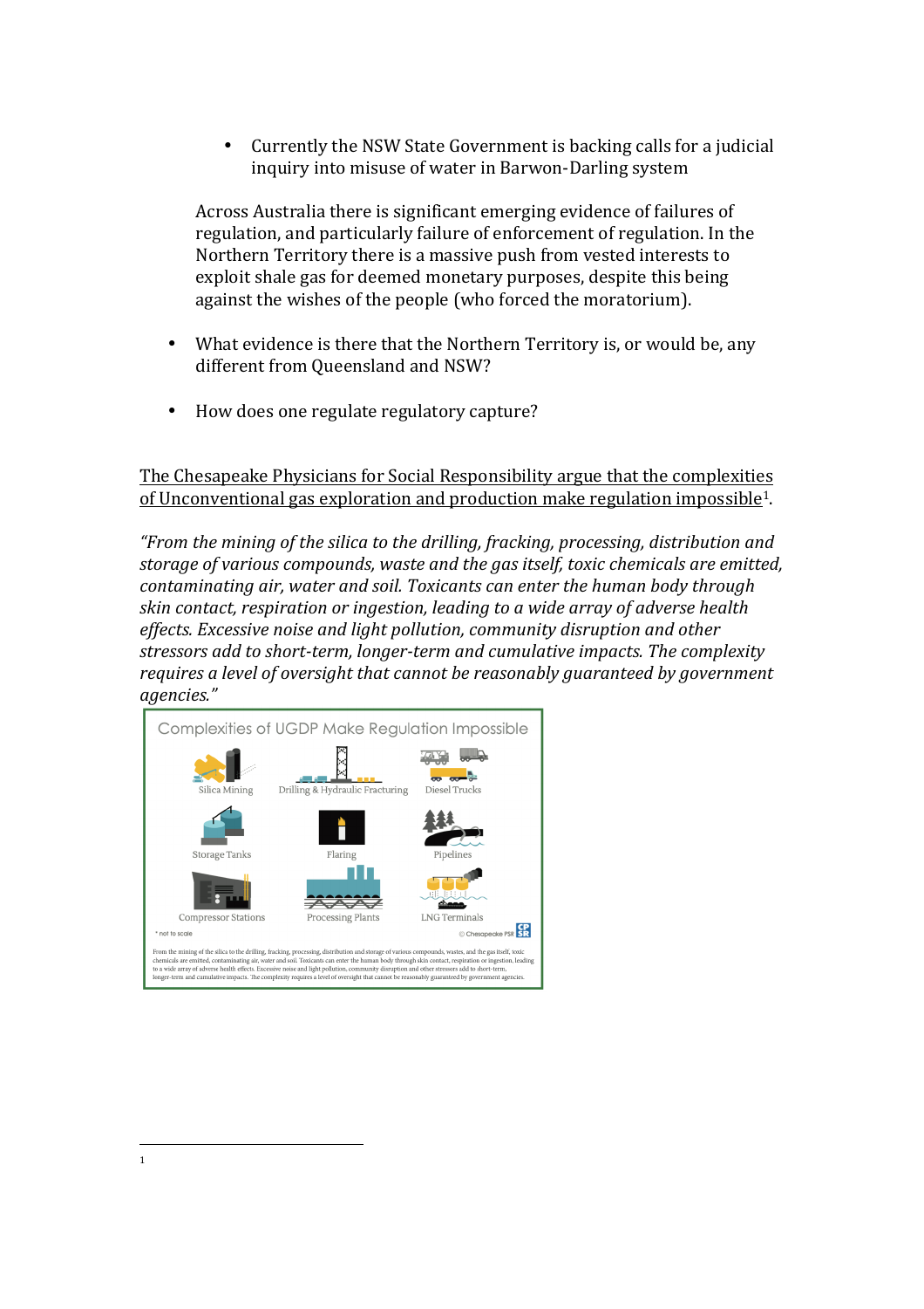- Currently the NSW State Government is backing calls for a judicial inquiry into misuse of water in Barwon-Darling system

Across Australia there is significant emerging evidence of failures of regulation, and particularly failure of enforcement of regulation. In the Northern Territory there is a massive push from vested interests to exploit shale gas for deemed monetary purposes, despite this being against the wishes of the people (who forced the moratorium).

- What evidence is there that the Northern Territory is, or would be, any different from Queensland and NSW?
- How does one regulate regulatory capture?

The Chesapeake Physicians for Social Responsibility argue that the complexities of Unconventional gas exploration and production make regulation impossible[1].

*"From the mining of the silica to the drilling, fracking, processing, distribution and storage of various compounds, waste and the gas itself, toxic chemicals are emitted, contaminating air, water and soil. Toxicants can enter the human body through skin contact, respiration or ingestion, leading to a wide array of adverse health effects. Excessive noise and light pollution, community disruption and other stressors add to short-term, longer-term and cumulative impacts. The complexity requires a level of oversight that cannot be reasonably guaranteed by government agencies."*

Complexities of UGDP Make Regulation Impossible

Silica Mining
Drilling & Hydraulic Fracturing
Diesel Trucks
Storage Tanks
Flaring
Pipelines
Compressor Stations
Processing Plants
LNG Terminals

* not to scale

© Chesapeake PSR

From the mining of the silica to the drilling, fracking, processing, distribution and storage of various compounds, wastes, and the gas itself, toxic chemicals are emitted, contaminating air, water and soil. Toxicants can enter the human body through skin contact, respiration or ingestion, leading to a wide array of adverse health effects. Excessive noise and light pollution, community disruption and other stressors add to short-term, longer-term and cumulative impacts. The complexity requires a level of oversight that cannot be reasonably guaranteed by government agencies.

[1]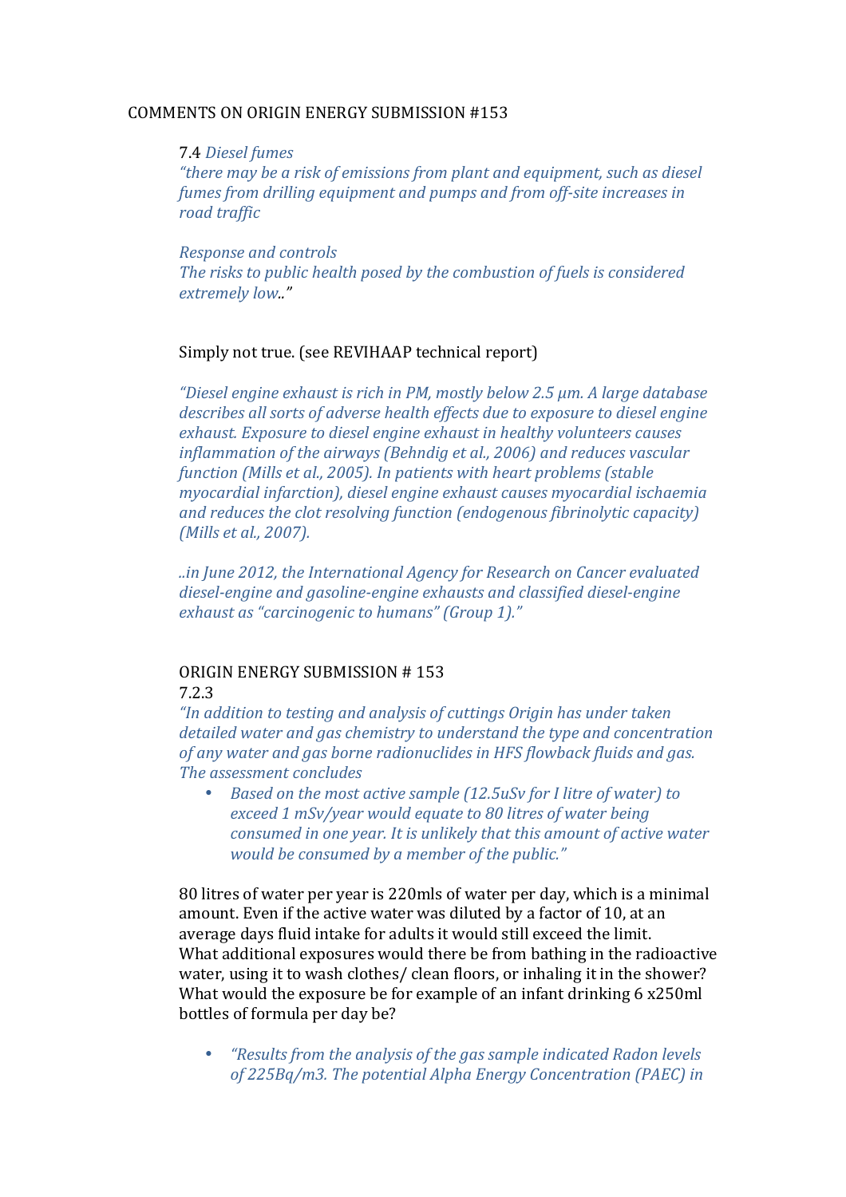COMMENTS ON ORIGIN ENERGY SUBMISSION #153

7.4 *Diesel fumes*
*"there may be a risk of emissions from plant and equipment, such as diesel fumes from drilling equipment and pumps and from off-site increases in road traffic*

*Response and controls*
*The risks to public health posed by the combustion of fuels is considered extremely low.."*

Simply not true. (see REVIHAAP technical report)

*"Diesel engine exhaust is rich in PM, mostly below 2.5 µm. A large database describes all sorts of adverse health effects due to exposure to diesel engine exhaust. Exposure to diesel engine exhaust in healthy volunteers causes inflammation of the airways (Behndig et al., 2006) and reduces vascular function (Mills et al., 2005). In patients with heart problems (stable myocardial infarction), diesel engine exhaust causes myocardial ischaemia and reduces the clot resolving function (endogenous fibrinolytic capacity) (Mills et al., 2007).*

*..in June 2012, the International Agency for Research on Cancer evaluated diesel-engine and gasoline-engine exhausts and classified diesel-engine exhaust as "carcinogenic to humans" (Group 1)."*

ORIGIN ENERGY SUBMISSION # 153
7.2.3
*"In addition to testing and analysis of cuttings Origin has under taken detailed water and gas chemistry to understand the type and concentration of any water and gas borne radionuclides in HFS flowback fluids and gas. The assessment concludes*

- *Based on the most active sample (12.5uSv for I litre of water) to exceed 1 mSv/year would equate to 80 litres of water being consumed in one year. It is unlikely that this amount of active water would be consumed by a member of the public."*

80 litres of water per year is 220mls of water per day, which is a minimal amount. Even if the active water was diluted by a factor of 10, at an average days fluid intake for adults it would still exceed the limit.
What additional exposures would there be from bathing in the radioactive water, using it to wash clothes/ clean floors, or inhaling it in the shower?
What would the exposure be for example of an infant drinking 6 x250ml bottles of formula per day be?

- *"Results from the analysis of the gas sample indicated Radon levels of 225Bq/m3. The potential Alpha Energy Concentration (PAEC) in*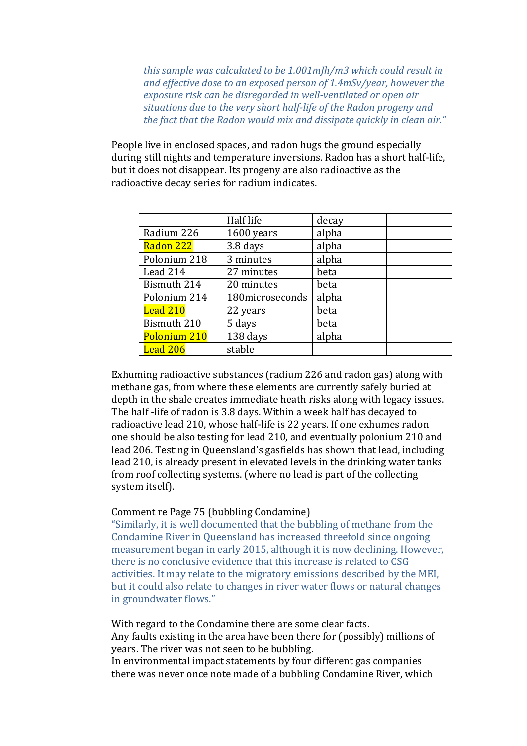*this sample was calculated to be 1.001mJh/m3 which could result in and effective dose to an exposed person of 1.4mSv/year, however the exposure risk can be disregarded in well-ventilated or open air situations due to the very short half-life of the Radon progeny and the fact that the Radon would mix and dissipate quickly in clean air."*

People live in enclosed spaces, and radon hugs the ground especially during still nights and temperature inversions. Radon has a short half-life, but it does not disappear. Its progeny are also radioactive as the radioactive decay series for radium indicates.

| | Half life | decay | |
|---|---|---|---|
| Radium 226 | 1600 years | alpha | |
| Radon 222 | 3.8 days | alpha | |
| Polonium 218 | 3 minutes | alpha | |
| Lead 214 | 27 minutes | beta | |
| Bismuth 214 | 20 minutes | beta | |
| Polonium 214 | 180microseconds | alpha | |
| Lead 210 | 22 years | beta | |
| Bismuth 210 | 5 days | beta | |
| Polonium 210 | 138 days | alpha | |
| Lead 206 | stable | | |

Exhuming radioactive substances (radium 226 and radon gas) along with methane gas, from where these elements are currently safely buried at depth in the shale creates immediate heath risks along with legacy issues. The half -life of radon is 3.8 days. Within a week half has decayed to radioactive lead 210, whose half-life is 22 years. If one exhumes radon one should be also testing for lead 210, and eventually polonium 210 and lead 206. Testing in Queensland's gasfields has shown that lead, including lead 210, is already present in elevated levels in the drinking water tanks from roof collecting systems. (where no lead is part of the collecting system itself).

Comment re Page 75 (bubbling Condamine)

"Similarly, it is well documented that the bubbling of methane from the Condamine River in Queensland has increased threefold since ongoing measurement began in early 2015, although it is now declining. However, there is no conclusive evidence that this increase is related to CSG activities. It may relate to the migratory emissions described by the MEI, but it could also relate to changes in river water flows or natural changes in groundwater flows."

With regard to the Condamine there are some clear facts.

Any faults existing in the area have been there for (possibly) millions of years. The river was not seen to be bubbling.

In environmental impact statements by four different gas companies there was never once note made of a bubbling Condamine River, which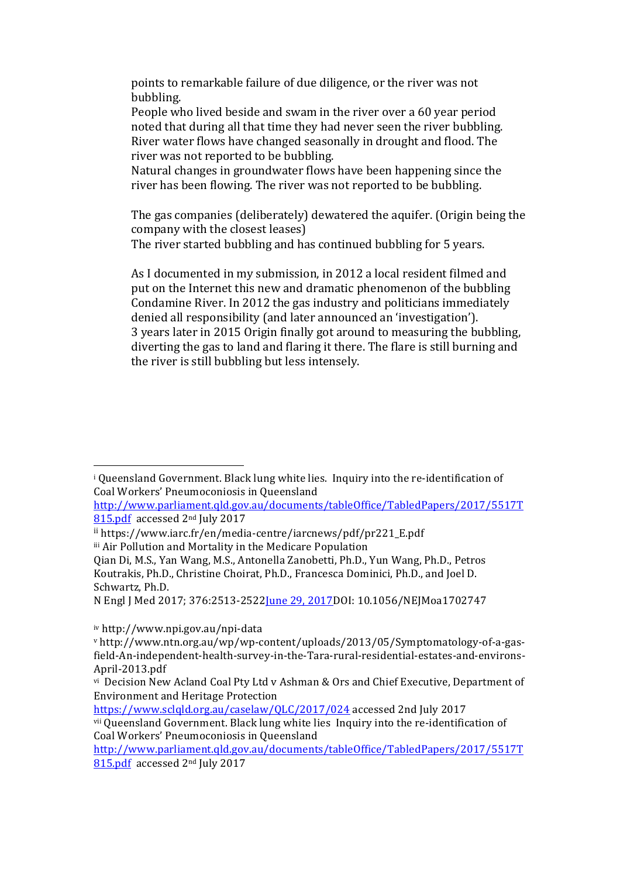points to remarkable failure of due diligence, or the river was not bubbling.

People who lived beside and swam in the river over a 60 year period noted that during all that time they had never seen the river bubbling. River water flows have changed seasonally in drought and flood. The river was not reported to be bubbling.

Natural changes in groundwater flows have been happening since the river has been flowing. The river was not reported to be bubbling.

The gas companies (deliberately) dewatered the aquifer. (Origin being the company with the closest leases)

The river started bubbling and has continued bubbling for 5 years.

As I documented in my submission, in 2012 a local resident filmed and put on the Internet this new and dramatic phenomenon of the bubbling Condamine River. In 2012 the gas industry and politicians immediately denied all responsibility (and later announced an 'investigation').

3 years later in 2015 Origin finally got around to measuring the bubbling, diverting the gas to land and flaring it there. The flare is still burning and the river is still bubbling but less intensely.

---

[i] Queensland Government. Black lung white lies. Inquiry into the re-identification of Coal Workers' Pneumoconiosis in Queensland http://www.parliament.qld.gov.au/documents/tableOffice/TabledPapers/2017/5517T815.pdf accessed 2nd July 2017

[ii] https://www.iarc.fr/en/media-centre/iarcnews/pdf/pr221_E.pdf

[iii] Air Pollution and Mortality in the Medicare Population
Qian Di, M.S., Yan Wang, M.S., Antonella Zanobetti, Ph.D., Yun Wang, Ph.D., Petros Koutrakis, Ph.D., Christine Choirat, Ph.D., Francesca Dominici, Ph.D., and Joel D. Schwartz, Ph.D.
N Engl J Med 2017; 376:2513-2522June 29, 2017DOI: 10.1056/NEJMoa1702747

[iv] http://www.npi.gov.au/npi-data

[v] http://www.ntn.org.au/wp/wp-content/uploads/2013/05/Symptomatology-of-a-gas-field-An-independent-health-survey-in-the-Tara-rural-residential-estates-and-environs-April-2013.pdf

[vi] Decision New Acland Coal Pty Ltd v Ashman & Ors and Chief Executive, Department of Environment and Heritage Protection https://www.sclqld.org.au/caselaw/QLC/2017/024 accessed 2nd July 2017

[vii] Queensland Government. Black lung white lies Inquiry into the re-identification of Coal Workers' Pneumoconiosis in Queensland http://www.parliament.qld.gov.au/documents/tableOffice/TabledPapers/2017/5517T815.pdf accessed 2nd July 2017